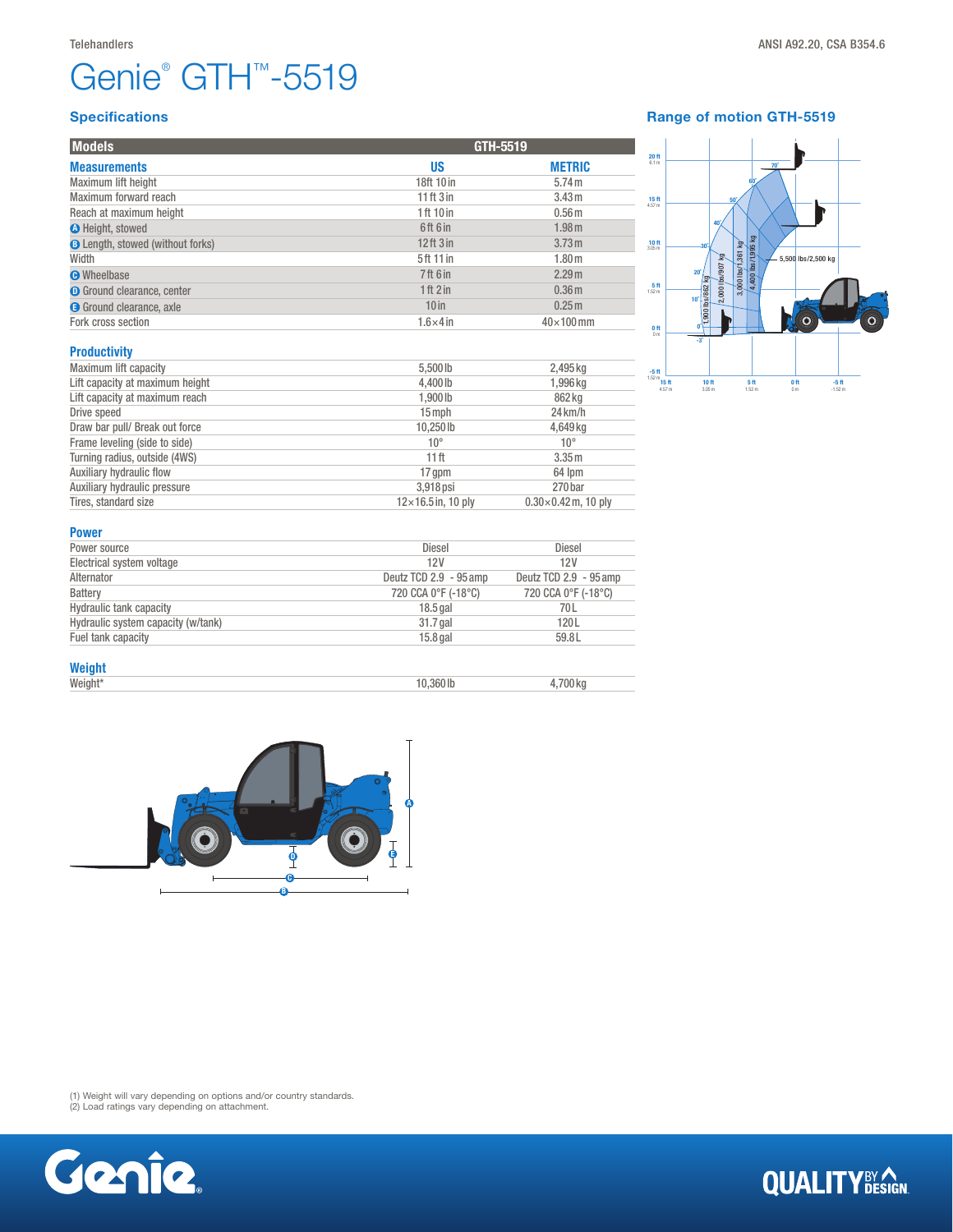Telehandlers

ANSI A92.20, CSA B354.6

# Genie® GTH™-5519

## Specifications

| Models | GTH-5519 | |
|---|---|---|
| **Measurements** | **US** | **METRIC** |
| Maximum lift height | 18ft 10in | 5.74m |
| Maximum forward reach | 11ft 3in | 3.43m |
| Reach at maximum height | 1ft 10in | 0.56m |
| A Height, stowed | 6ft 6in | 1.98m |
| B Length, stowed (without forks) | 12ft 3in | 3.73m |
| Width | 5ft 11in | 1.80m |
| C Wheelbase | 7ft 6in | 2.29m |
| D Ground clearance, center | 1ft 2in | 0.36m |
| E Ground clearance, axle | 10in | 0.25m |
| Fork cross section | 1.6×4in | 40×100mm |

### Productivity

| | | |
|---|---|---|
| Maximum lift capacity | 5,500lb | 2,495kg |
| Lift capacity at maximum height | 4,400lb | 1,996kg |
| Lift capacity at maximum reach | 1,900lb | 862kg |
| Drive speed | 15mph | 24km/h |
| Draw bar pull/ Break out force | 10,250lb | 4,649kg |
| Frame leveling (side to side) | 10° | 10° |
| Turning radius, outside (4WS) | 11ft | 3.35m |
| Auxiliary hydraulic flow | 17gpm | 64 lpm |
| Auxiliary hydraulic pressure | 3,918psi | 270bar |
| Tires, standard size | 12×16.5in, 10 ply | 0.30×0.42m, 10 ply |

### Power

| | | |
|---|---|---|
| Power source | Diesel | Diesel |
| Electrical system voltage | 12V | 12V |
| Alternator | Deutz TCD 2.9 - 95amp | Deutz TCD 2.9 - 95amp |
| Battery | 720 CCA 0°F (-18°C) | 720 CCA 0°F (-18°C) |
| Hydraulic tank capacity | 18.5gal | 70L |
| Hydraulic system capacity (w/tank) | 31.7gal | 120L |
| Fuel tank capacity | 15.8gal | 59.8L |

### Weight

| | | |
|---|---|---|
| Weight* | 10,360lb | 4,700kg |

## Range of motion GTH-5519

(1) Weight will vary depending on options and/or country standards.
(2) Load ratings vary depending on attachment.

QUALITY BY DESIGN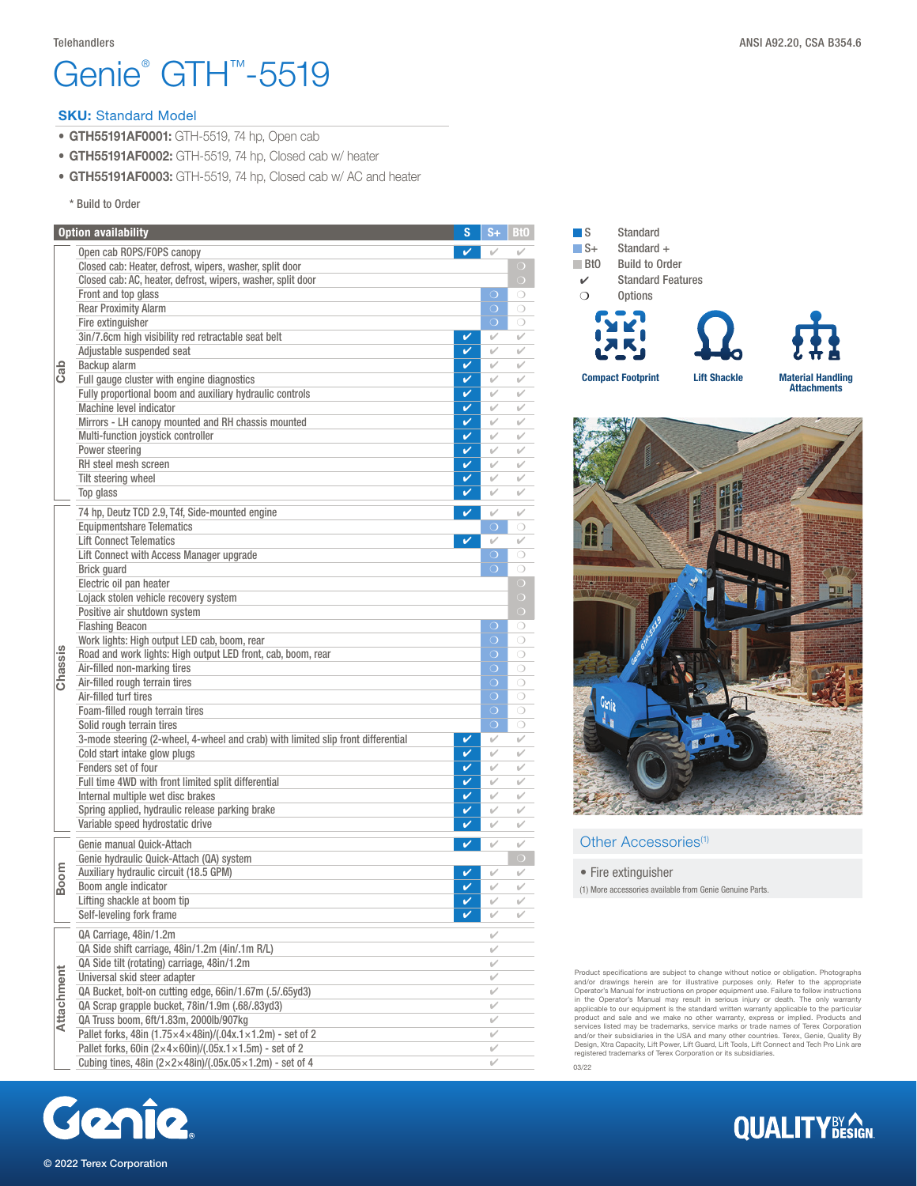Telehandlers

ANSI A92.20, CSA B354.6

# Genie® GTH™-5519

### SKU: Standard Model

- **GTH55191AF0001:** GTH-5519, 74 hp, Open cab
- **GTH55191AF0002:** GTH-5519, 74 hp, Closed cab w/ heater
- **GTH55191AF0003:** GTH-5519, 74 hp, Closed cab w/ AC and heater

\* Build to Order

| | Option availability | S | S+ | BtO |
|---|---|---|---|---|
| Cab | Open cab ROPS/FOPS canopy | ✔ | ✔ | ✔ |
| | Closed cab: Heater, defrost, wipers, washer, split door | | | ❍ |
| | Closed cab: AC, heater, defrost, wipers, washer, split door | | | ❍ |
| | Front and top glass | | ❍ | ❍ |
| | Rear Proximity Alarm | | ❍ | ❍ |
| | Fire extinguisher | | ❍ | ❍ |
| | 3in/7.6cm high visibility red retractable seat belt | ✔ | ✔ | ✔ |
| | Adjustable suspended seat | ✔ | ✔ | ✔ |
| | Backup alarm | ✔ | ✔ | ✔ |
| | Full gauge cluster with engine diagnostics | ✔ | ✔ | ✔ |
| | Fully proportional boom and auxiliary hydraulic controls | ✔ | ✔ | ✔ |
| | Machine level indicator | ✔ | ✔ | ✔ |
| | Mirrors - LH canopy mounted and RH chassis mounted | ✔ | ✔ | ✔ |
| | Multi-function joystick controller | ✔ | ✔ | ✔ |
| | Power steering | ✔ | ✔ | ✔ |
| | RH steel mesh screen | ✔ | ✔ | ✔ |
| | Tilt steering wheel | ✔ | ✔ | ✔ |
| | Top glass | ✔ | ✔ | ✔ |
| Chassis | 74 hp, Deutz TCD 2.9, T4f, Side-mounted engine | ✔ | ✔ | ✔ |
| | Equipmentshare Telematics | | ❍ | ❍ |
| | Lift Connect Telematics | ✔ | ✔ | ✔ |
| | Lift Connect with Access Manager upgrade | | ❍ | ❍ |
| | Brick guard | | ❍ | ❍ |
| | Electric oil pan heater | | | ❍ |
| | Lojack stolen vehicle recovery system | | | ❍ |
| | Positive air shutdown system | | | ❍ |
| | Flashing Beacon | | ❍ | ❍ |
| | Work lights: High output LED cab, boom, rear | | ❍ | ❍ |
| | Road and work lights: High output LED front, cab, boom, rear | | ❍ | ❍ |
| | Air-filled non-marking tires | | ❍ | ❍ |
| | Air-filled rough terrain tires | | ❍ | ❍ |
| | Air-filled turf tires | | ❍ | ❍ |
| | Foam-filled rough terrain tires | | ❍ | ❍ |
| | Solid rough terrain tires | | ❍ | ❍ |
| | 3-mode steering (2-wheel, 4-wheel and crab) with limited slip front differential | ✔ | ✔ | ✔ |
| | Cold start intake glow plugs | ✔ | ✔ | ✔ |
| | Fenders set of four | ✔ | ✔ | ✔ |
| | Full time 4WD with front limited split differential | ✔ | ✔ | ✔ |
| | Internal multiple wet disc brakes | ✔ | ✔ | ✔ |
| | Spring applied, hydraulic release parking brake | ✔ | ✔ | ✔ |
| | Variable speed hydrostatic drive | ✔ | ✔ | ✔ |
| Boom | Genie manual Quick-Attach | ✔ | ✔ | ✔ |
| | Genie hydraulic Quick-Attach (QA) system | | | ❍ |
| | Auxiliary hydraulic circuit (18.5 GPM) | ✔ | ✔ | ✔ |
| | Boom angle indicator | ✔ | ✔ | ✔ |
| | Lifting shackle at boom tip | ✔ | ✔ | ✔ |
| | Self-leveling fork frame | ✔ | ✔ | ✔ |
| Attachment | QA Carriage, 48in/1.2m | | ✔ | |
| | QA Side shift carriage, 48in/1.2m (4in/.1m R/L) | | ✔ | |
| | QA Side tilt (rotating) carriage, 48in/1.2m | | ✔ | |
| | Universal skid steer adapter | | ✔ | |
| | QA Bucket, bolt-on cutting edge, 66in/1.67m (.5/.65yd3) | | ✔ | |
| | QA Scrap grapple bucket, 78in/1.9m (.68/.83yd3) | | ✔ | |
| | QA Truss boom, 6ft/1.83m, 2000lb/907kg | | ✔ | |
| | Pallet forks, 48in (1.75×4×48in)/(.04x.1×1.2m) - set of 2 | | ✔ | |
| | Pallet forks, 60in (2×4×60in)/(.05x.1×1.5m) - set of 2 | | ✔ | |
| | Cubing tines, 48in (2×2×48in)/(.05x.05×1.2m) - set of 4 | | ✔ | |

- S — Standard
- S+ — Standard +
- BtO — Build to Order
- ✔ — Standard Features
- ❍ — Options

Compact Footprint | Lift Shackle | Material Handling Attachments

## Other Accessories[1]

- Fire extinguisher

(1) More accessories available from Genie Genuine Parts.

Product specifications are subject to change without notice or obligation. Photographs and/or drawings herein are for illustrative purposes only. Refer to the appropriate Operator's Manual for instructions on proper equipment use. Failure to follow instructions in the Operator's Manual may result in serious injury or death. The only warranty applicable to our equipment is the standard written warranty applicable to the particular product and sale and we make no other warranty, express or implied. Products and services listed may be trademarks, service marks or trade names of Terex Corporation and/or their subsidiaries in the USA and many other countries. Terex, Genie, Quality By Design, Xtra Capacity, Lift Power, Lift Guard, Lift Tools, Lift Connect and Tech Pro Link are registered trademarks of Terex Corporation or its subsidiaries.

03/22

Genie

© 2022 Terex Corporation

QUALITY BY DESIGN